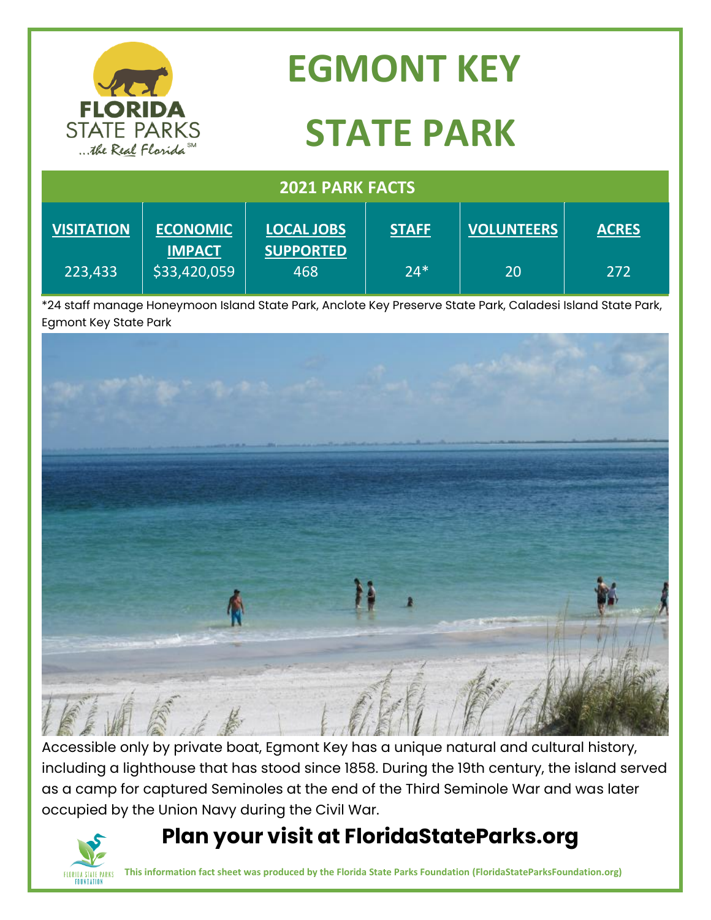# EGMONT KEY STATE PARK

## 2021 PARK FACTS

| VISITATION | ECONOMIC IMPACT | LOCAL JOBS SUPPORTED | STAFF | VOLUNTEERS | ACRES |
|---|---|---|---|---|---|
| 223,433 | $33,420,059 | 468 | 24* | 20 | 272 |

*24 staff manage Honeymoon Island State Park, Anclote Key Preserve State Park, Caladesi Island State Park, Egmont Key State Park

Accessible only by private boat, Egmont Key has a unique natural and cultural history, including a lighthouse that has stood since 1858. During the 19th century, the island served as a camp for captured Seminoles at the end of the Third Seminole War and was later occupied by the Union Navy during the Civil War.

## Plan your visit at FloridaStateParks.org

**This information fact sheet was produced by the Florida State Parks Foundation (FloridaStateParksFoundation.org)**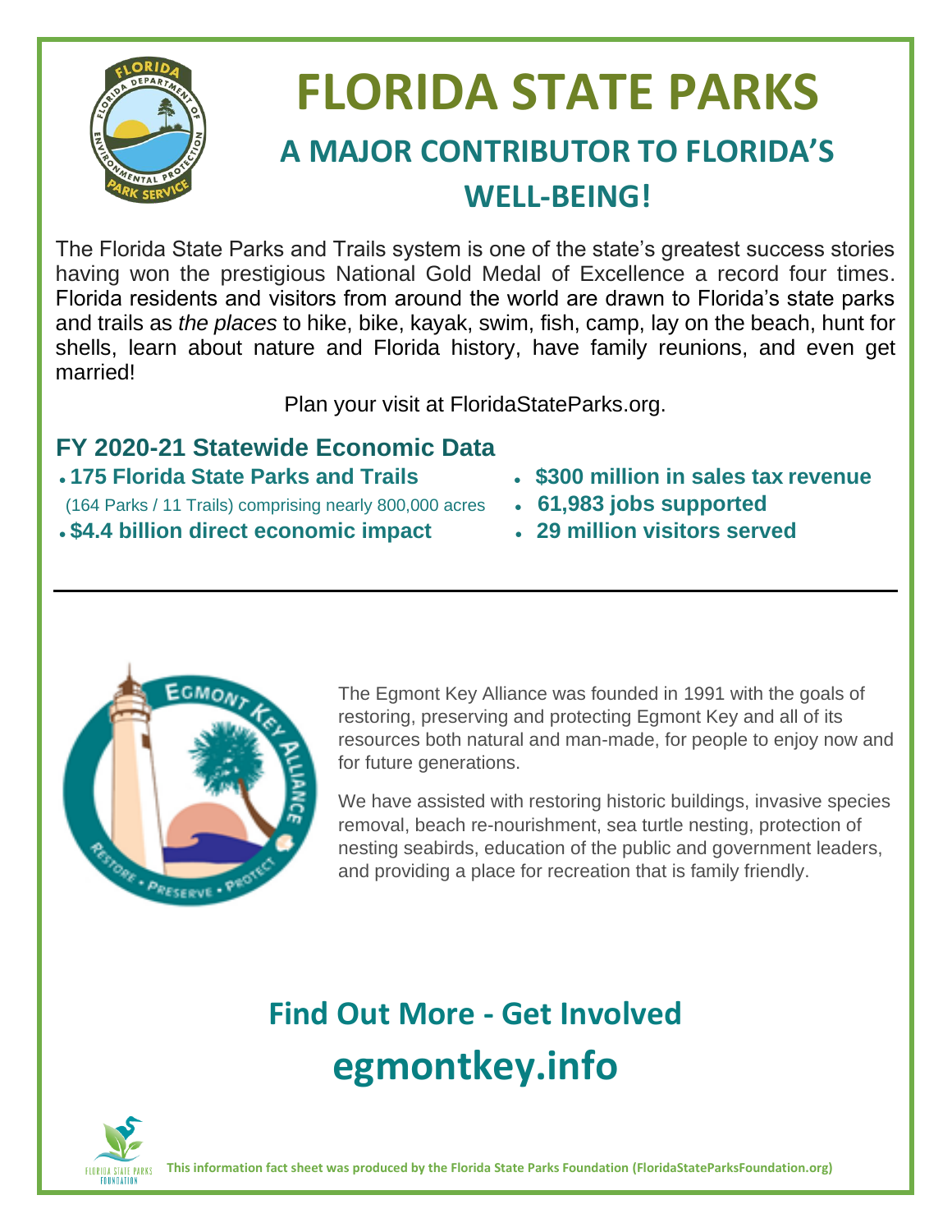# FLORIDA STATE PARKS

## A MAJOR CONTRIBUTOR TO FLORIDA'S WELL-BEING!

The Florida State Parks and Trails system is one of the state's greatest success stories having won the prestigious National Gold Medal of Excellence a record four times. Florida residents and visitors from around the world are drawn to Florida's state parks and trails as *the places* to hike, bike, kayak, swim, fish, camp, lay on the beach, hunt for shells, learn about nature and Florida history, have family reunions, and even get married!

Plan your visit at FloridaStateParks.org.

### FY 2020-21 Statewide Economic Data

- **175 Florida State Parks and Trails**
  (164 Parks / 11 Trails) comprising nearly 800,000 acres
- **$4.4 billion direct economic impact**
- **$300 million in sales tax revenue**
- **61,983 jobs supported**
- **29 million visitors served**

---

The Egmont Key Alliance was founded in 1991 with the goals of restoring, preserving and protecting Egmont Key and all of its resources both natural and man-made, for people to enjoy now and for future generations.

We have assisted with restoring historic buildings, invasive species removal, beach re-nourishment, sea turtle nesting, protection of nesting seabirds, education of the public and government leaders, and providing a place for recreation that is family friendly.

## Find Out More - Get Involved

# egmontkey.info

**This information fact sheet was produced by the Florida State Parks Foundation (FloridaStateParksFoundation.org)**